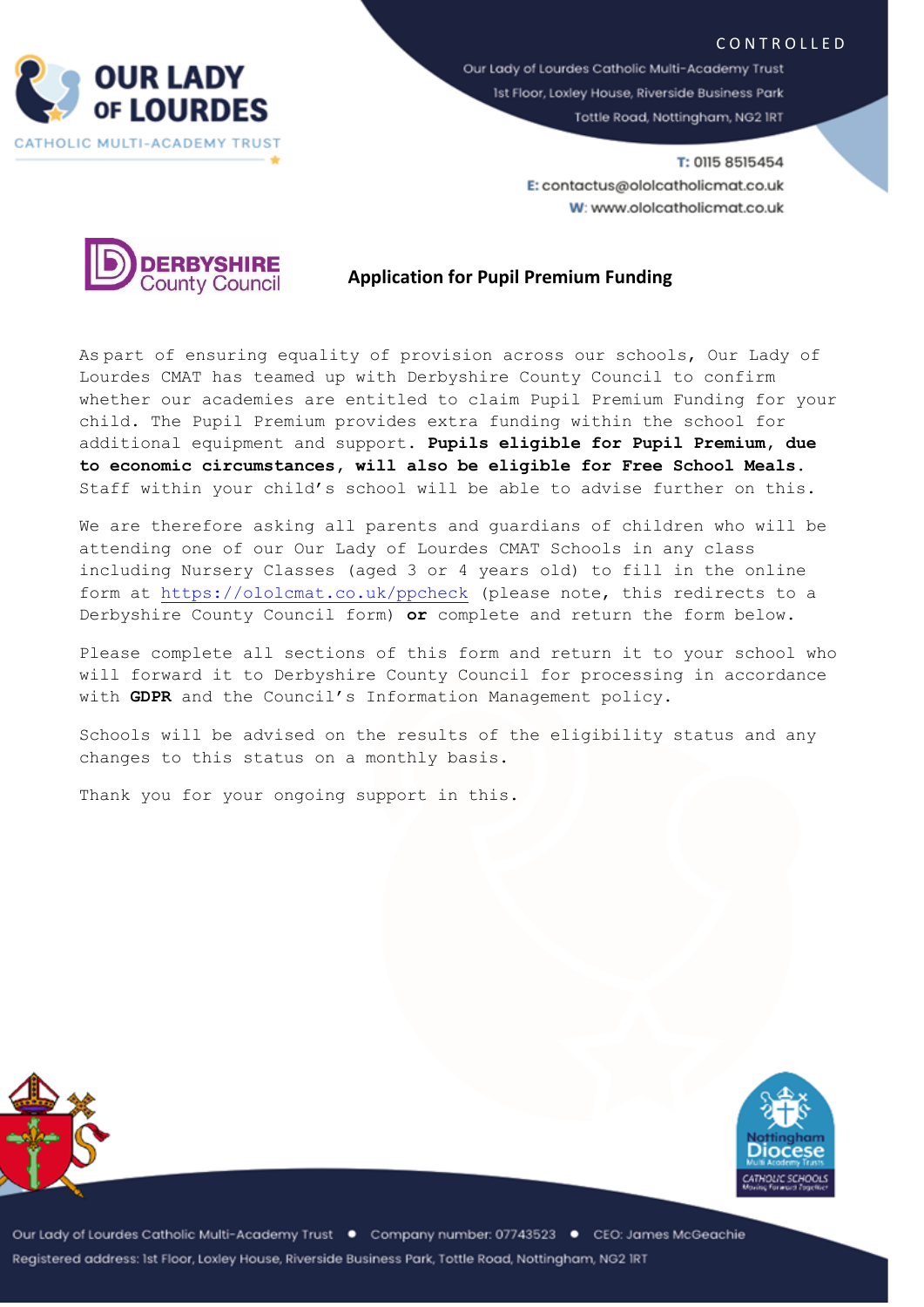CONTROLLED

Our Lady of Lourdes Catholic Multi-Academy Trust
1st Floor, Loxley House, Riverside Business Park
Tottle Road, Nottingham, NG2 1RT

T: 0115 8515454
E: contactus@ololcatholicmat.co.uk
W: www.ololcatholicmat.co.uk

## Application for Pupil Premium Funding

As part of ensuring equality of provision across our schools, Our Lady of Lourdes CMAT has teamed up with Derbyshire County Council to confirm whether our academies are entitled to claim Pupil Premium Funding for your child. The Pupil Premium provides extra funding within the school for additional equipment and support. **Pupils eligible for Pupil Premium, due to economic circumstances, will also be eligible for Free School Meals.** Staff within your child's school will be able to advise further on this.

We are therefore asking all parents and guardians of children who will be attending one of our Our Lady of Lourdes CMAT Schools in any class including Nursery Classes (aged 3 or 4 years old) to fill in the online form at https://ololcmat.co.uk/ppcheck (please note, this redirects to a Derbyshire County Council form) **or** complete and return the form below.

Please complete all sections of this form and return it to your school who will forward it to Derbyshire County Council for processing in accordance with **GDPR** and the Council's Information Management policy.

Schools will be advised on the results of the eligibility status and any changes to this status on a monthly basis.

Thank you for your ongoing support in this.

Our Lady of Lourdes Catholic Multi-Academy Trust • Company number: 07743523 • CEO: James McGeachie
Registered address: 1st Floor, Loxley House, Riverside Business Park, Tottle Road, Nottingham, NG2 1RT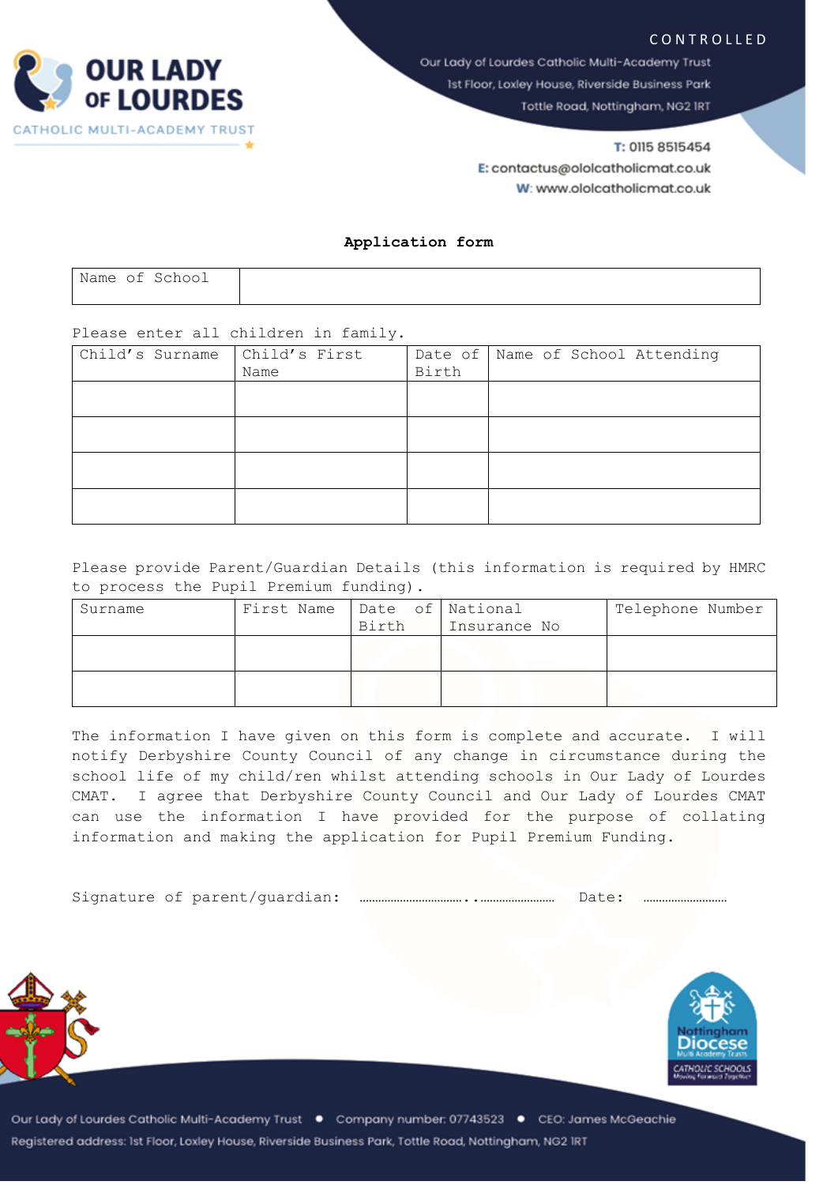CONTROLLED

Our Lady of Lourdes Catholic Multi-Academy Trust
1st Floor, Loxley House, Riverside Business Park
Tottle Road, Nottingham, NG2 1RT

T: 0115 8515454
E: contactus@ololcatholicmat.co.uk
W: www.ololcatholicmat.co.uk

**Application form**

| Name of School | |
|---|---|

Please enter all children in family.

| Child's Surname | Child's First Name | Date of Birth | Name of School Attending |
|---|---|---|---|
| | | | |
| | | | |
| | | | |
| | | | |

Please provide Parent/Guardian Details (this information is required by HMRC to process the Pupil Premium funding).

| Surname | First Name | Date of Birth | National Insurance No | Telephone Number |
|---|---|---|---|---|
| | | | | |
| | | | | |

The information I have given on this form is complete and accurate. I will notify Derbyshire County Council of any change in circumstance during the school life of my child/ren whilst attending schools in Our Lady of Lourdes CMAT. I agree that Derbyshire County Council and Our Lady of Lourdes CMAT can use the information I have provided for the purpose of collating information and making the application for Pupil Premium Funding.

Signature of parent/guardian: ………………………..…………………… Date: ……………………

Our Lady of Lourdes Catholic Multi-Academy Trust • Company number: 07743523 • CEO: James McGeachie
Registered address: 1st Floor, Loxley House, Riverside Business Park, Tottle Road, Nottingham, NG2 1RT